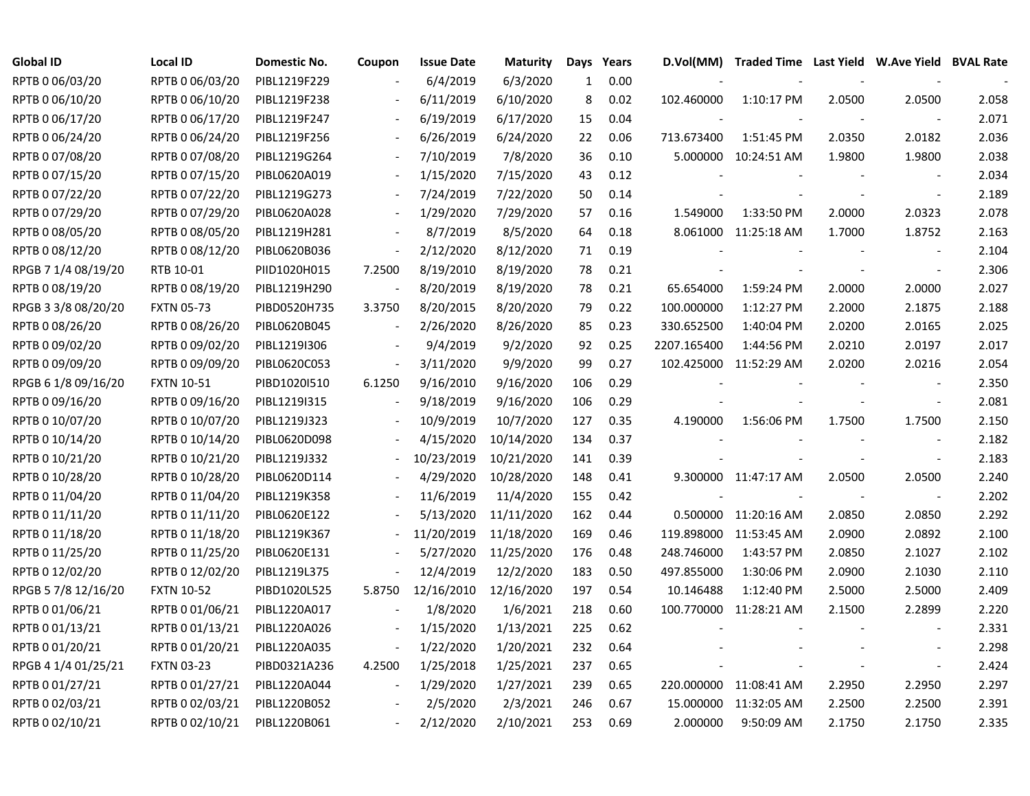| Global ID | Local ID | Domestic No. | Coupon | Issue Date | Maturity | Days | Years | D.Vol(MM) | Traded Time | Last Yield | W.Ave Yield | BVAL Rate |
|---|---|---|---|---|---|---|---|---|---|---|---|---|
| RPTB 0 06/03/20 | RPTB 0 06/03/20 | PIBL1219F229 | - | 6/4/2019 | 6/3/2020 | 1 | 0.00 | - | - | - | - | - |
| RPTB 0 06/10/20 | RPTB 0 06/10/20 | PIBL1219F238 | - | 6/11/2019 | 6/10/2020 | 8 | 0.02 | 102.460000 | 1:10:17 PM | 2.0500 | 2.0500 | 2.058 |
| RPTB 0 06/17/20 | RPTB 0 06/17/20 | PIBL1219F247 | - | 6/19/2019 | 6/17/2020 | 15 | 0.04 | - | - | - | - | 2.071 |
| RPTB 0 06/24/20 | RPTB 0 06/24/20 | PIBL1219F256 | - | 6/26/2019 | 6/24/2020 | 22 | 0.06 | 713.673400 | 1:51:45 PM | 2.0350 | 2.0182 | 2.036 |
| RPTB 0 07/08/20 | RPTB 0 07/08/20 | PIBL1219G264 | - | 7/10/2019 | 7/8/2020 | 36 | 0.10 | 5.000000 | 10:24:51 AM | 1.9800 | 1.9800 | 2.038 |
| RPTB 0 07/15/20 | RPTB 0 07/15/20 | PIBL0620A019 | - | 1/15/2020 | 7/15/2020 | 43 | 0.12 | - | - | - | - | 2.034 |
| RPTB 0 07/22/20 | RPTB 0 07/22/20 | PIBL1219G273 | - | 7/24/2019 | 7/22/2020 | 50 | 0.14 | - | - | - | - | 2.189 |
| RPTB 0 07/29/20 | RPTB 0 07/29/20 | PIBL0620A028 | - | 1/29/2020 | 7/29/2020 | 57 | 0.16 | 1.549000 | 1:33:50 PM | 2.0000 | 2.0323 | 2.078 |
| RPTB 0 08/05/20 | RPTB 0 08/05/20 | PIBL1219H281 | - | 8/7/2019 | 8/5/2020 | 64 | 0.18 | 8.061000 | 11:25:18 AM | 1.7000 | 1.8752 | 2.163 |
| RPTB 0 08/12/20 | RPTB 0 08/12/20 | PIBL0620B036 | - | 2/12/2020 | 8/12/2020 | 71 | 0.19 | - | - | - | - | 2.104 |
| RPGB 7 1/4 08/19/20 | RTB 10-01 | PIID1020H015 | 7.2500 | 8/19/2010 | 8/19/2020 | 78 | 0.21 | - | - | - | - | 2.306 |
| RPTB 0 08/19/20 | RPTB 0 08/19/20 | PIBL1219H290 | - | 8/20/2019 | 8/19/2020 | 78 | 0.21 | 65.654000 | 1:59:24 PM | 2.0000 | 2.0000 | 2.027 |
| RPGB 3 3/8 08/20/20 | FXTN 05-73 | PIBD0520H735 | 3.3750 | 8/20/2015 | 8/20/2020 | 79 | 0.22 | 100.000000 | 1:12:27 PM | 2.2000 | 2.1875 | 2.188 |
| RPTB 0 08/26/20 | RPTB 0 08/26/20 | PIBL0620B045 | - | 2/26/2020 | 8/26/2020 | 85 | 0.23 | 330.652500 | 1:40:04 PM | 2.0200 | 2.0165 | 2.025 |
| RPTB 0 09/02/20 | RPTB 0 09/02/20 | PIBL1219I306 | - | 9/4/2019 | 9/2/2020 | 92 | 0.25 | 2207.165400 | 1:44:56 PM | 2.0210 | 2.0197 | 2.017 |
| RPTB 0 09/09/20 | RPTB 0 09/09/20 | PIBL0620C053 | - | 3/11/2020 | 9/9/2020 | 99 | 0.27 | 102.425000 | 11:52:29 AM | 2.0200 | 2.0216 | 2.054 |
| RPGB 6 1/8 09/16/20 | FXTN 10-51 | PIBD1020I510 | 6.1250 | 9/16/2010 | 9/16/2020 | 106 | 0.29 | - | - | - | - | 2.350 |
| RPTB 0 09/16/20 | RPTB 0 09/16/20 | PIBL1219I315 | - | 9/18/2019 | 9/16/2020 | 106 | 0.29 | - | - | - | - | 2.081 |
| RPTB 0 10/07/20 | RPTB 0 10/07/20 | PIBL1219J323 | - | 10/9/2019 | 10/7/2020 | 127 | 0.35 | 4.190000 | 1:56:06 PM | 1.7500 | 1.7500 | 2.150 |
| RPTB 0 10/14/20 | RPTB 0 10/14/20 | PIBL0620D098 | - | 4/15/2020 | 10/14/2020 | 134 | 0.37 | - | - | - | - | 2.182 |
| RPTB 0 10/21/20 | RPTB 0 10/21/20 | PIBL1219J332 | - | 10/23/2019 | 10/21/2020 | 141 | 0.39 | - | - | - | - | 2.183 |
| RPTB 0 10/28/20 | RPTB 0 10/28/20 | PIBL0620D114 | - | 4/29/2020 | 10/28/2020 | 148 | 0.41 | 9.300000 | 11:47:17 AM | 2.0500 | 2.0500 | 2.240 |
| RPTB 0 11/04/20 | RPTB 0 11/04/20 | PIBL1219K358 | - | 11/6/2019 | 11/4/2020 | 155 | 0.42 | - | - | - | - | 2.202 |
| RPTB 0 11/11/20 | RPTB 0 11/11/20 | PIBL0620E122 | - | 5/13/2020 | 11/11/2020 | 162 | 0.44 | 0.500000 | 11:20:16 AM | 2.0850 | 2.0850 | 2.292 |
| RPTB 0 11/18/20 | RPTB 0 11/18/20 | PIBL1219K367 | - | 11/20/2019 | 11/18/2020 | 169 | 0.46 | 119.898000 | 11:53:45 AM | 2.0900 | 2.0892 | 2.100 |
| RPTB 0 11/25/20 | RPTB 0 11/25/20 | PIBL0620E131 | - | 5/27/2020 | 11/25/2020 | 176 | 0.48 | 248.746000 | 1:43:57 PM | 2.0850 | 2.1027 | 2.102 |
| RPTB 0 12/02/20 | RPTB 0 12/02/20 | PIBL1219L375 | - | 12/4/2019 | 12/2/2020 | 183 | 0.50 | 497.855000 | 1:30:06 PM | 2.0900 | 2.1030 | 2.110 |
| RPGB 5 7/8 12/16/20 | FXTN 10-52 | PIBD1020L525 | 5.8750 | 12/16/2010 | 12/16/2020 | 197 | 0.54 | 10.146488 | 1:12:40 PM | 2.5000 | 2.5000 | 2.409 |
| RPTB 0 01/06/21 | RPTB 0 01/06/21 | PIBL1220A017 | - | 1/8/2020 | 1/6/2021 | 218 | 0.60 | 100.770000 | 11:28:21 AM | 2.1500 | 2.2899 | 2.220 |
| RPTB 0 01/13/21 | RPTB 0 01/13/21 | PIBL1220A026 | - | 1/15/2020 | 1/13/2021 | 225 | 0.62 | - | - | - | - | 2.331 |
| RPTB 0 01/20/21 | RPTB 0 01/20/21 | PIBL1220A035 | - | 1/22/2020 | 1/20/2021 | 232 | 0.64 | - | - | - | - | 2.298 |
| RPGB 4 1/4 01/25/21 | FXTN 03-23 | PIBD0321A236 | 4.2500 | 1/25/2018 | 1/25/2021 | 237 | 0.65 | - | - | - | - | 2.424 |
| RPTB 0 01/27/21 | RPTB 0 01/27/21 | PIBL1220A044 | - | 1/29/2020 | 1/27/2021 | 239 | 0.65 | 220.000000 | 11:08:41 AM | 2.2950 | 2.2950 | 2.297 |
| RPTB 0 02/03/21 | RPTB 0 02/03/21 | PIBL1220B052 | - | 2/5/2020 | 2/3/2021 | 246 | 0.67 | 15.000000 | 11:32:05 AM | 2.2500 | 2.2500 | 2.391 |
| RPTB 0 02/10/21 | RPTB 0 02/10/21 | PIBL1220B061 | - | 2/12/2020 | 2/10/2021 | 253 | 0.69 | 2.000000 | 9:50:09 AM | 2.1750 | 2.1750 | 2.335 |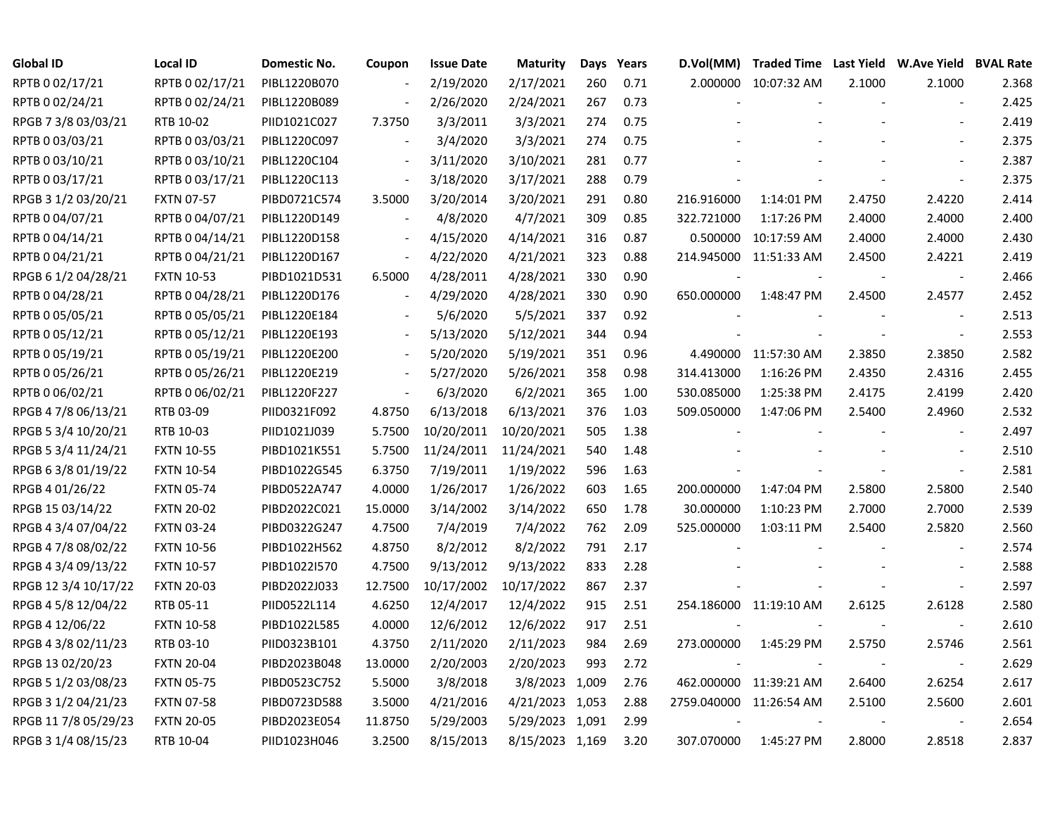| Global ID | Local ID | Domestic No. | Coupon | Issue Date | Maturity | Days | Years | D.Vol(MM) | Traded Time | Last Yield | W.Ave Yield | BVAL Rate |
|---|---|---|---|---|---|---|---|---|---|---|---|---|
| RPTB 0 02/17/21 | RPTB 0 02/17/21 | PIBL1220B070 | - | 2/19/2020 | 2/17/2021 | 260 | 0.71 | 2.000000 | 10:07:32 AM | 2.1000 | 2.1000 | 2.368 |
| RPTB 0 02/24/21 | RPTB 0 02/24/21 | PIBL1220B089 | - | 2/26/2020 | 2/24/2021 | 267 | 0.73 | - | - | - | - | 2.425 |
| RPGB 7 3/8 03/03/21 | RTB 10-02 | PIID1021C027 | 7.3750 | 3/3/2011 | 3/3/2021 | 274 | 0.75 | - | - | - | - | 2.419 |
| RPTB 0 03/03/21 | RPTB 0 03/03/21 | PIBL1220C097 | - | 3/4/2020 | 3/3/2021 | 274 | 0.75 | - | - | - | - | 2.375 |
| RPTB 0 03/10/21 | RPTB 0 03/10/21 | PIBL1220C104 | - | 3/11/2020 | 3/10/2021 | 281 | 0.77 | - | - | - | - | 2.387 |
| RPTB 0 03/17/21 | RPTB 0 03/17/21 | PIBL1220C113 | - | 3/18/2020 | 3/17/2021 | 288 | 0.79 | - | - | - | - | 2.375 |
| RPGB 3 1/2 03/20/21 | FXTN 07-57 | PIBD0721C574 | 3.5000 | 3/20/2014 | 3/20/2021 | 291 | 0.80 | 216.916000 | 1:14:01 PM | 2.4750 | 2.4220 | 2.414 |
| RPTB 0 04/07/21 | RPTB 0 04/07/21 | PIBL1220D149 | - | 4/8/2020 | 4/7/2021 | 309 | 0.85 | 322.721000 | 1:17:26 PM | 2.4000 | 2.4000 | 2.400 |
| RPTB 0 04/14/21 | RPTB 0 04/14/21 | PIBL1220D158 | - | 4/15/2020 | 4/14/2021 | 316 | 0.87 | 0.500000 | 10:17:59 AM | 2.4000 | 2.4000 | 2.430 |
| RPTB 0 04/21/21 | RPTB 0 04/21/21 | PIBL1220D167 | - | 4/22/2020 | 4/21/2021 | 323 | 0.88 | 214.945000 | 11:51:33 AM | 2.4500 | 2.4221 | 2.419 |
| RPGB 6 1/2 04/28/21 | FXTN 10-53 | PIBD1021D531 | 6.5000 | 4/28/2011 | 4/28/2021 | 330 | 0.90 | - | - | - | - | 2.466 |
| RPTB 0 04/28/21 | RPTB 0 04/28/21 | PIBL1220D176 | - | 4/29/2020 | 4/28/2021 | 330 | 0.90 | 650.000000 | 1:48:47 PM | 2.4500 | 2.4577 | 2.452 |
| RPTB 0 05/05/21 | RPTB 0 05/05/21 | PIBL1220E184 | - | 5/6/2020 | 5/5/2021 | 337 | 0.92 | - | - | - | - | 2.513 |
| RPTB 0 05/12/21 | RPTB 0 05/12/21 | PIBL1220E193 | - | 5/13/2020 | 5/12/2021 | 344 | 0.94 | - | - | - | - | 2.553 |
| RPTB 0 05/19/21 | RPTB 0 05/19/21 | PIBL1220E200 | - | 5/20/2020 | 5/19/2021 | 351 | 0.96 | 4.490000 | 11:57:30 AM | 2.3850 | 2.3850 | 2.582 |
| RPTB 0 05/26/21 | RPTB 0 05/26/21 | PIBL1220E219 | - | 5/27/2020 | 5/26/2021 | 358 | 0.98 | 314.413000 | 1:16:26 PM | 2.4350 | 2.4316 | 2.455 |
| RPTB 0 06/02/21 | RPTB 0 06/02/21 | PIBL1220F227 | - | 6/3/2020 | 6/2/2021 | 365 | 1.00 | 530.085000 | 1:25:38 PM | 2.4175 | 2.4199 | 2.420 |
| RPGB 4 7/8 06/13/21 | RTB 03-09 | PIID0321F092 | 4.8750 | 6/13/2018 | 6/13/2021 | 376 | 1.03 | 509.050000 | 1:47:06 PM | 2.5400 | 2.4960 | 2.532 |
| RPGB 5 3/4 10/20/21 | RTB 10-03 | PIID1021J039 | 5.7500 | 10/20/2011 | 10/20/2021 | 505 | 1.38 | - | - | - | - | 2.497 |
| RPGB 5 3/4 11/24/21 | FXTN 10-55 | PIBD1021K551 | 5.7500 | 11/24/2011 | 11/24/2021 | 540 | 1.48 | - | - | - | - | 2.510 |
| RPGB 6 3/8 01/19/22 | FXTN 10-54 | PIBD1022G545 | 6.3750 | 7/19/2011 | 1/19/2022 | 596 | 1.63 | - | - | - | - | 2.581 |
| RPGB 4 01/26/22 | FXTN 05-74 | PIBD0522A747 | 4.0000 | 1/26/2017 | 1/26/2022 | 603 | 1.65 | 200.000000 | 1:47:04 PM | 2.5800 | 2.5800 | 2.540 |
| RPGB 15 03/14/22 | FXTN 20-02 | PIBD2022C021 | 15.0000 | 3/14/2002 | 3/14/2022 | 650 | 1.78 | 30.000000 | 1:10:23 PM | 2.7000 | 2.7000 | 2.539 |
| RPGB 4 3/4 07/04/22 | FXTN 03-24 | PIBD0322G247 | 4.7500 | 7/4/2019 | 7/4/2022 | 762 | 2.09 | 525.000000 | 1:03:11 PM | 2.5400 | 2.5820 | 2.560 |
| RPGB 4 7/8 08/02/22 | FXTN 10-56 | PIBD1022H562 | 4.8750 | 8/2/2012 | 8/2/2022 | 791 | 2.17 | - | - | - | - | 2.574 |
| RPGB 4 3/4 09/13/22 | FXTN 10-57 | PIBD1022I570 | 4.7500 | 9/13/2012 | 9/13/2022 | 833 | 2.28 | - | - | - | - | 2.588 |
| RPGB 12 3/4 10/17/22 | FXTN 20-03 | PIBD2022J033 | 12.7500 | 10/17/2002 | 10/17/2022 | 867 | 2.37 | - | - | - | - | 2.597 |
| RPGB 4 5/8 12/04/22 | RTB 05-11 | PIID0522L114 | 4.6250 | 12/4/2017 | 12/4/2022 | 915 | 2.51 | 254.186000 | 11:19:10 AM | 2.6125 | 2.6128 | 2.580 |
| RPGB 4 12/06/22 | FXTN 10-58 | PIBD1022L585 | 4.0000 | 12/6/2012 | 12/6/2022 | 917 | 2.51 | - | - | - | - | 2.610 |
| RPGB 4 3/8 02/11/23 | RTB 03-10 | PIID0323B101 | 4.3750 | 2/11/2020 | 2/11/2023 | 984 | 2.69 | 273.000000 | 1:45:29 PM | 2.5750 | 2.5746 | 2.561 |
| RPGB 13 02/20/23 | FXTN 20-04 | PIBD2023B048 | 13.0000 | 2/20/2003 | 2/20/2023 | 993 | 2.72 | - | - | - | - | 2.629 |
| RPGB 5 1/2 03/08/23 | FXTN 05-75 | PIBD0523C752 | 5.5000 | 3/8/2018 | 3/8/2023 | 1,009 | 2.76 | 462.000000 | 11:39:21 AM | 2.6400 | 2.6254 | 2.617 |
| RPGB 3 1/2 04/21/23 | FXTN 07-58 | PIBD0723D588 | 3.5000 | 4/21/2016 | 4/21/2023 | 1,053 | 2.88 | 2759.040000 | 11:26:54 AM | 2.5100 | 2.5600 | 2.601 |
| RPGB 11 7/8 05/29/23 | FXTN 20-05 | PIBD2023E054 | 11.8750 | 5/29/2003 | 5/29/2023 | 1,091 | 2.99 | - | - | - | - | 2.654 |
| RPGB 3 1/4 08/15/23 | RTB 10-04 | PIID1023H046 | 3.2500 | 8/15/2013 | 8/15/2023 | 1,169 | 3.20 | 307.070000 | 1:45:27 PM | 2.8000 | 2.8518 | 2.837 |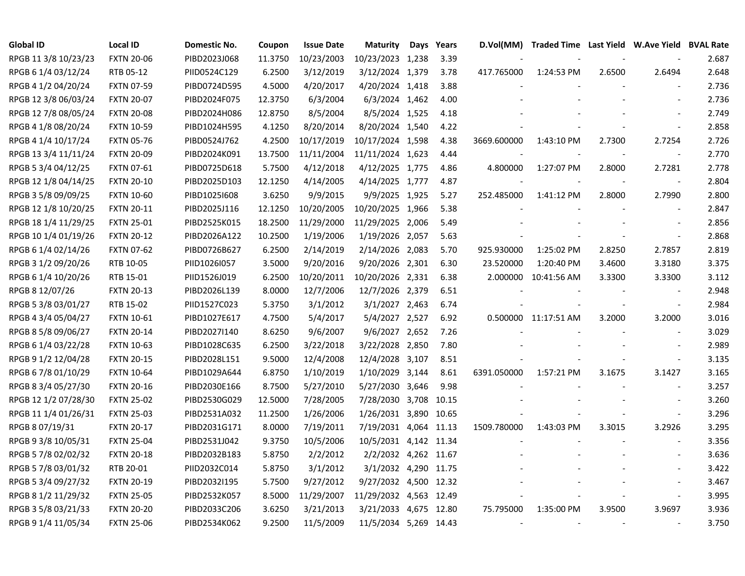| Global ID | Local ID | Domestic No. | Coupon | Issue Date | Maturity | Days | Years | D.Vol(MM) | Traded Time | Last Yield | W.Ave Yield | BVAL Rate |
|---|---|---|---|---|---|---|---|---|---|---|---|---|
| RPGB 11 3/8 10/23/23 | FXTN 20-06 | PIBD2023J068 | 11.3750 | 10/23/2003 | 10/23/2023 | 1,238 | 3.39 | - | - | - | - | 2.687 |
| RPGB 6 1/4 03/12/24 | RTB 05-12 | PIID0524C129 | 6.2500 | 3/12/2019 | 3/12/2024 | 1,379 | 3.78 | 417.765000 | 1:24:53 PM | 2.6500 | 2.6494 | 2.648 |
| RPGB 4 1/2 04/20/24 | FXTN 07-59 | PIBD0724D595 | 4.5000 | 4/20/2017 | 4/20/2024 | 1,418 | 3.88 | - | - | - | - | 2.736 |
| RPGB 12 3/8 06/03/24 | FXTN 20-07 | PIBD2024F075 | 12.3750 | 6/3/2004 | 6/3/2024 | 1,462 | 4.00 | - | - | - | - | 2.736 |
| RPGB 12 7/8 08/05/24 | FXTN 20-08 | PIBD2024H086 | 12.8750 | 8/5/2004 | 8/5/2024 | 1,525 | 4.18 | - | - | - | - | 2.749 |
| RPGB 4 1/8 08/20/24 | FXTN 10-59 | PIBD1024H595 | 4.1250 | 8/20/2014 | 8/20/2024 | 1,540 | 4.22 | - | - | - | - | 2.858 |
| RPGB 4 1/4 10/17/24 | FXTN 05-76 | PIBD0524J762 | 4.2500 | 10/17/2019 | 10/17/2024 | 1,598 | 4.38 | 3669.600000 | 1:43:10 PM | 2.7300 | 2.7254 | 2.726 |
| RPGB 13 3/4 11/11/24 | FXTN 20-09 | PIBD2024K091 | 13.7500 | 11/11/2004 | 11/11/2024 | 1,623 | 4.44 | - | - | - | - | 2.770 |
| RPGB 5 3/4 04/12/25 | FXTN 07-61 | PIBD0725D618 | 5.7500 | 4/12/2018 | 4/12/2025 | 1,775 | 4.86 | 4.800000 | 1:27:07 PM | 2.8000 | 2.7281 | 2.778 |
| RPGB 12 1/8 04/14/25 | FXTN 20-10 | PIBD2025D103 | 12.1250 | 4/14/2005 | 4/14/2025 | 1,777 | 4.87 | - | - | - | - | 2.804 |
| RPGB 3 5/8 09/09/25 | FXTN 10-60 | PIBD1025I608 | 3.6250 | 9/9/2015 | 9/9/2025 | 1,925 | 5.27 | 252.485000 | 1:41:12 PM | 2.8000 | 2.7990 | 2.800 |
| RPGB 12 1/8 10/20/25 | FXTN 20-11 | PIBD2025J116 | 12.1250 | 10/20/2005 | 10/20/2025 | 1,966 | 5.38 | - | - | - | - | 2.847 |
| RPGB 18 1/4 11/29/25 | FXTN 25-01 | PIBD2525K015 | 18.2500 | 11/29/2000 | 11/29/2025 | 2,006 | 5.49 | - | - | - | - | 2.856 |
| RPGB 10 1/4 01/19/26 | FXTN 20-12 | PIBD2026A122 | 10.2500 | 1/19/2006 | 1/19/2026 | 2,057 | 5.63 | - | - | - | - | 2.868 |
| RPGB 6 1/4 02/14/26 | FXTN 07-62 | PIBD0726B627 | 6.2500 | 2/14/2019 | 2/14/2026 | 2,083 | 5.70 | 925.930000 | 1:25:02 PM | 2.8250 | 2.7857 | 2.819 |
| RPGB 3 1/2 09/20/26 | RTB 10-05 | PIID1026I057 | 3.5000 | 9/20/2016 | 9/20/2026 | 2,301 | 6.30 | 23.520000 | 1:20:40 PM | 3.4600 | 3.3180 | 3.375 |
| RPGB 6 1/4 10/20/26 | RTB 15-01 | PIID1526J019 | 6.2500 | 10/20/2011 | 10/20/2026 | 2,331 | 6.38 | 2.000000 | 10:41:56 AM | 3.3300 | 3.3300 | 3.112 |
| RPGB 8 12/07/26 | FXTN 20-13 | PIBD2026L139 | 8.0000 | 12/7/2006 | 12/7/2026 | 2,379 | 6.51 | - | - | - | - | 2.948 |
| RPGB 5 3/8 03/01/27 | RTB 15-02 | PIID1527C023 | 5.3750 | 3/1/2012 | 3/1/2027 | 2,463 | 6.74 | - | - | - | - | 2.984 |
| RPGB 4 3/4 05/04/27 | FXTN 10-61 | PIBD1027E617 | 4.7500 | 5/4/2017 | 5/4/2027 | 2,527 | 6.92 | 0.500000 | 11:17:51 AM | 3.2000 | 3.2000 | 3.016 |
| RPGB 8 5/8 09/06/27 | FXTN 20-14 | PIBD2027I140 | 8.6250 | 9/6/2007 | 9/6/2027 | 2,652 | 7.26 | - | - | - | - | 3.029 |
| RPGB 6 1/4 03/22/28 | FXTN 10-63 | PIBD1028C635 | 6.2500 | 3/22/2018 | 3/22/2028 | 2,850 | 7.80 | - | - | - | - | 2.989 |
| RPGB 9 1/2 12/04/28 | FXTN 20-15 | PIBD2028L151 | 9.5000 | 12/4/2008 | 12/4/2028 | 3,107 | 8.51 | - | - | - | - | 3.135 |
| RPGB 6 7/8 01/10/29 | FXTN 10-64 | PIBD1029A644 | 6.8750 | 1/10/2019 | 1/10/2029 | 3,144 | 8.61 | 6391.050000 | 1:57:21 PM | 3.1675 | 3.1427 | 3.165 |
| RPGB 8 3/4 05/27/30 | FXTN 20-16 | PIBD2030E166 | 8.7500 | 5/27/2010 | 5/27/2030 | 3,646 | 9.98 | - | - | - | - | 3.257 |
| RPGB 12 1/2 07/28/30 | FXTN 25-02 | PIBD2530G029 | 12.5000 | 7/28/2005 | 7/28/2030 | 3,708 | 10.15 | - | - | - | - | 3.260 |
| RPGB 11 1/4 01/26/31 | FXTN 25-03 | PIBD2531A032 | 11.2500 | 1/26/2006 | 1/26/2031 | 3,890 | 10.65 | - | - | - | - | 3.296 |
| RPGB 8 07/19/31 | FXTN 20-17 | PIBD2031G171 | 8.0000 | 7/19/2011 | 7/19/2031 | 4,064 | 11.13 | 1509.780000 | 1:43:03 PM | 3.3015 | 3.2926 | 3.295 |
| RPGB 9 3/8 10/05/31 | FXTN 25-04 | PIBD2531J042 | 9.3750 | 10/5/2006 | 10/5/2031 | 4,142 | 11.34 | - | - | - | - | 3.356 |
| RPGB 5 7/8 02/02/32 | FXTN 20-18 | PIBD2032B183 | 5.8750 | 2/2/2012 | 2/2/2032 | 4,262 | 11.67 | - | - | - | - | 3.636 |
| RPGB 5 7/8 03/01/32 | RTB 20-01 | PIID2032C014 | 5.8750 | 3/1/2012 | 3/1/2032 | 4,290 | 11.75 | - | - | - | - | 3.422 |
| RPGB 5 3/4 09/27/32 | FXTN 20-19 | PIBD2032I195 | 5.7500 | 9/27/2012 | 9/27/2032 | 4,500 | 12.32 | - | - | - | - | 3.467 |
| RPGB 8 1/2 11/29/32 | FXTN 25-05 | PIBD2532K057 | 8.5000 | 11/29/2007 | 11/29/2032 | 4,563 | 12.49 | - | - | - | - | 3.995 |
| RPGB 3 5/8 03/21/33 | FXTN 20-20 | PIBD2033C206 | 3.6250 | 3/21/2013 | 3/21/2033 | 4,675 | 12.80 | 75.795000 | 1:35:00 PM | 3.9500 | 3.9697 | 3.936 |
| RPGB 9 1/4 11/05/34 | FXTN 25-06 | PIBD2534K062 | 9.2500 | 11/5/2009 | 11/5/2034 | 5,269 | 14.43 | - | - | - | - | 3.750 |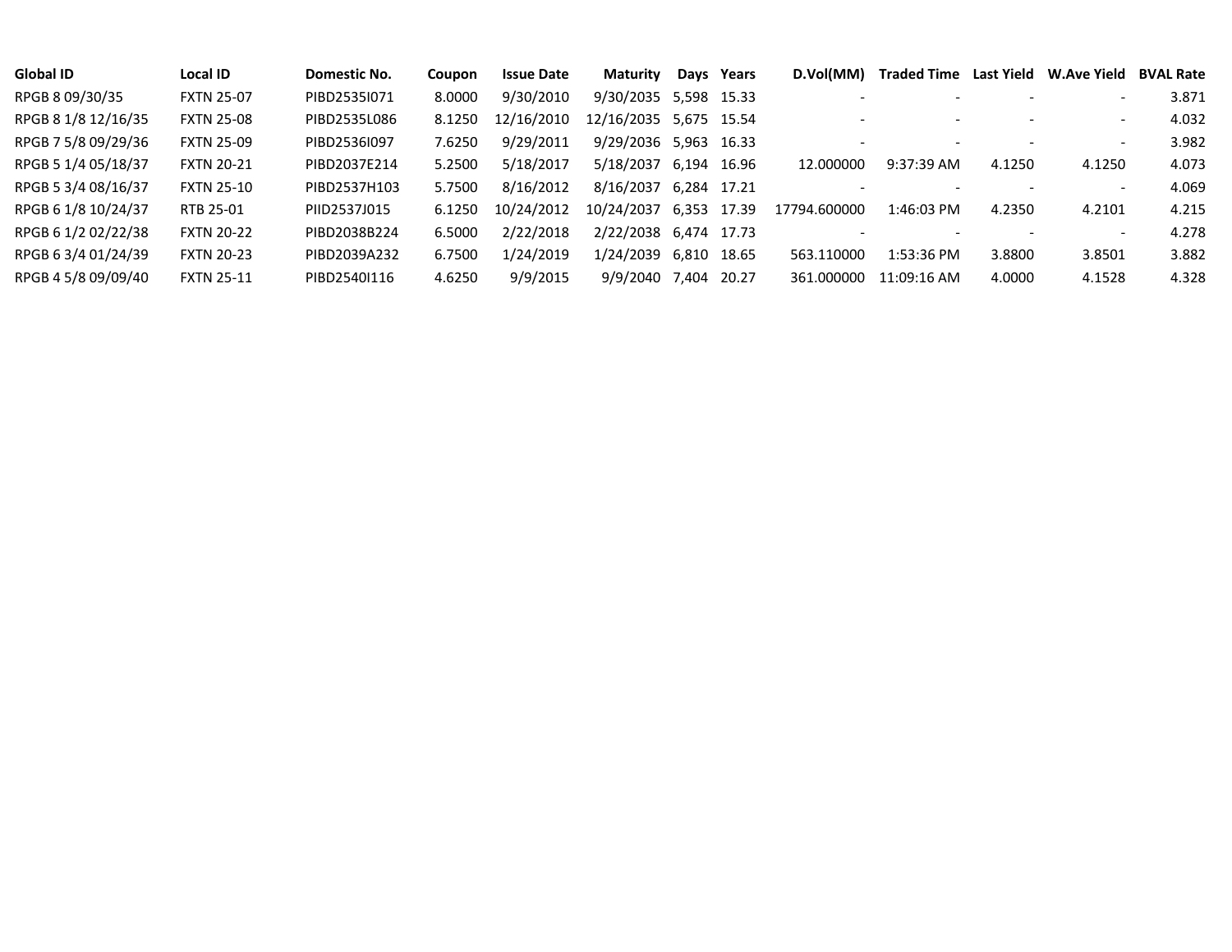| Global ID | Local ID | Domestic No. | Coupon | Issue Date | Maturity | Days | Years | D.Vol(MM) | Traded Time | Last Yield | W.Ave Yield | BVAL Rate |
|---|---|---|---|---|---|---|---|---|---|---|---|---|
| RPGB 8 09/30/35 | FXTN 25-07 | PIBD2535I071 | 8.0000 | 9/30/2010 | 9/30/2035 | 5,598 | 15.33 | - | - | - | - | 3.871 |
| RPGB 8 1/8 12/16/35 | FXTN 25-08 | PIBD2535L086 | 8.1250 | 12/16/2010 | 12/16/2035 | 5,675 | 15.54 | - | - | - | - | 4.032 |
| RPGB 7 5/8 09/29/36 | FXTN 25-09 | PIBD2536I097 | 7.6250 | 9/29/2011 | 9/29/2036 | 5,963 | 16.33 | - | - | - | - | 3.982 |
| RPGB 5 1/4 05/18/37 | FXTN 20-21 | PIBD2037E214 | 5.2500 | 5/18/2017 | 5/18/2037 | 6,194 | 16.96 | 12.000000 | 9:37:39 AM | 4.1250 | 4.1250 | 4.073 |
| RPGB 5 3/4 08/16/37 | FXTN 25-10 | PIBD2537H103 | 5.7500 | 8/16/2012 | 8/16/2037 | 6,284 | 17.21 | - | - | - | - | 4.069 |
| RPGB 6 1/8 10/24/37 | RTB 25-01 | PIID2537J015 | 6.1250 | 10/24/2012 | 10/24/2037 | 6,353 | 17.39 | 17794.600000 | 1:46:03 PM | 4.2350 | 4.2101 | 4.215 |
| RPGB 6 1/2 02/22/38 | FXTN 20-22 | PIBD2038B224 | 6.5000 | 2/22/2018 | 2/22/2038 | 6,474 | 17.73 | - | - | - | - | 4.278 |
| RPGB 6 3/4 01/24/39 | FXTN 20-23 | PIBD2039A232 | 6.7500 | 1/24/2019 | 1/24/2039 | 6,810 | 18.65 | 563.110000 | 1:53:36 PM | 3.8800 | 3.8501 | 3.882 |
| RPGB 4 5/8 09/09/40 | FXTN 25-11 | PIBD2540I116 | 4.6250 | 9/9/2015 | 9/9/2040 | 7,404 | 20.27 | 361.000000 | 11:09:16 AM | 4.0000 | 4.1528 | 4.328 |